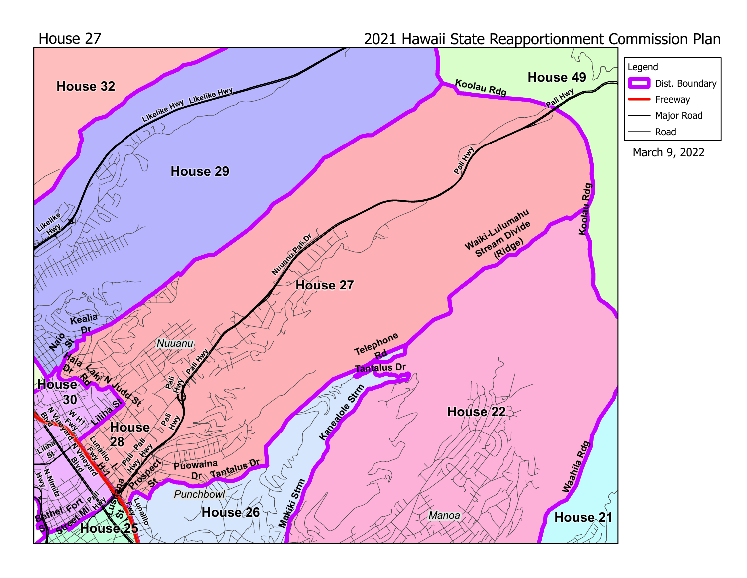House 27

2021 Hawaii State Reapportionment Commission Plan

**Legend**

- Dist. Boundary
- Freeway
- Major Road
- Road

March 9, 2022

House 32

House 29

House 49

House 27

House 30

House 28

House 22

House 26

House 25

House 21

Likelike Hwy

Pali Hwy

Koolau Rdg

Nuuanu Pali Dr

Waiki-Lulumahu Stream Divide (Ridge)

Kealia Dr

Naio St

Hala Dr

Laki Rd

N Judd St

Liliha St

Nuuanu

Telephone Rd

Tantalus Dr

Kanealole Strm

Makiki Strm

Waahila Rdg

Manoa

Puowaina Dr

Punchbowl

Prospect St

Lunalilo Fwy

Lusitana St

W H1 Fwy

N Vineyard Blvd

N Nimitz Hwy

Bethel St

Fort Street Ml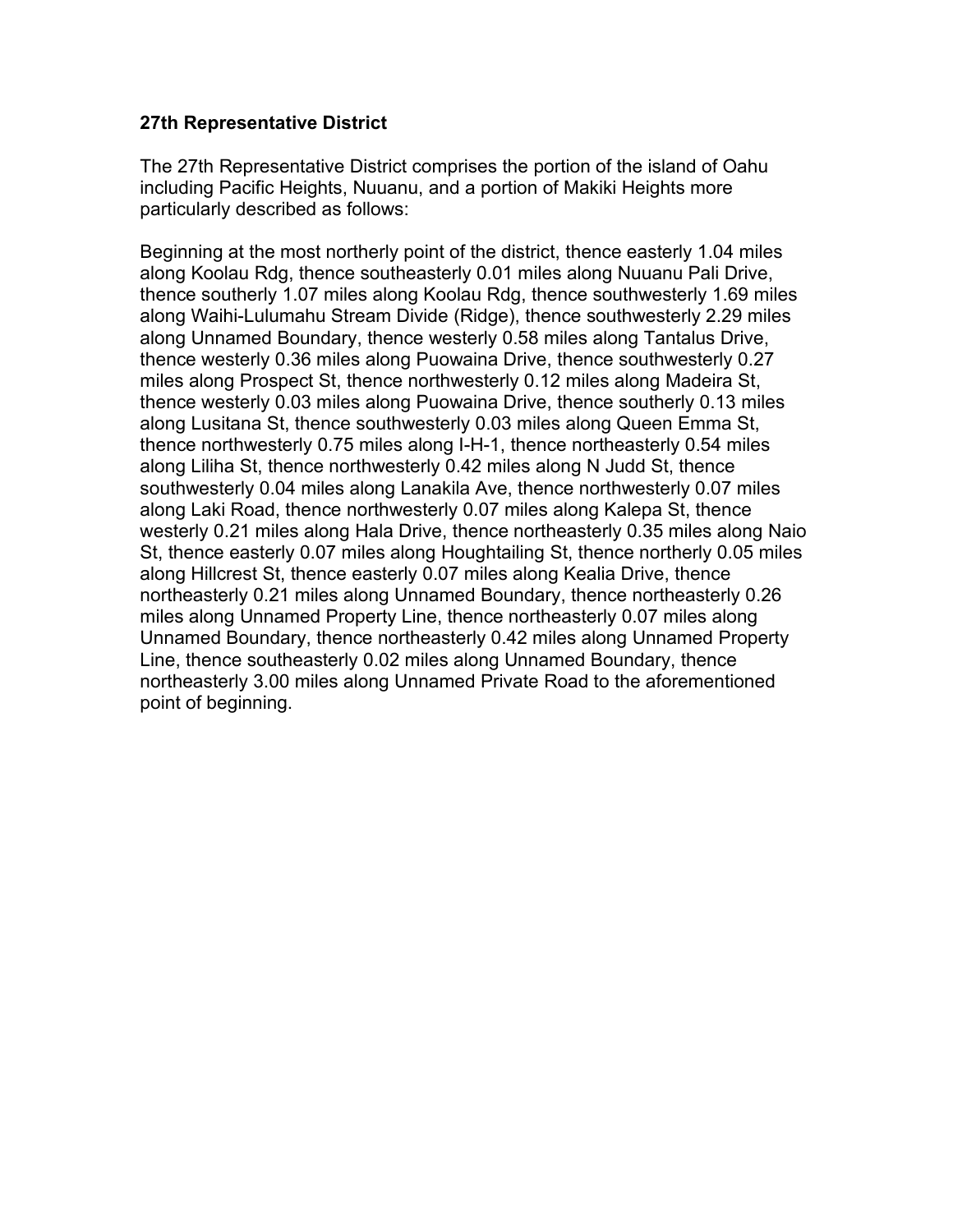**27th Representative District**

The 27th Representative District comprises the portion of the island of Oahu including Pacific Heights, Nuuanu, and a portion of Makiki Heights more particularly described as follows:

Beginning at the most northerly point of the district, thence easterly 1.04 miles along Koolau Rdg, thence southeasterly 0.01 miles along Nuuanu Pali Drive, thence southerly 1.07 miles along Koolau Rdg, thence southwesterly 1.69 miles along Waihi-Lulumahu Stream Divide (Ridge), thence southwesterly 2.29 miles along Unnamed Boundary, thence westerly 0.58 miles along Tantalus Drive, thence westerly 0.36 miles along Puowaina Drive, thence southwesterly 0.27 miles along Prospect St, thence northwesterly 0.12 miles along Madeira St, thence westerly 0.03 miles along Puowaina Drive, thence southerly 0.13 miles along Lusitana St, thence southwesterly 0.03 miles along Queen Emma St, thence northwesterly 0.75 miles along I-H-1, thence northeasterly 0.54 miles along Liliha St, thence northwesterly 0.42 miles along N Judd St, thence southwesterly 0.04 miles along Lanakila Ave, thence northwesterly 0.07 miles along Laki Road, thence northwesterly 0.07 miles along Kalepa St, thence westerly 0.21 miles along Hala Drive, thence northeasterly 0.35 miles along Naio St, thence easterly 0.07 miles along Houghtailing St, thence northerly 0.05 miles along Hillcrest St, thence easterly 0.07 miles along Kealia Drive, thence northeasterly 0.21 miles along Unnamed Boundary, thence northeasterly 0.26 miles along Unnamed Property Line, thence northeasterly 0.07 miles along Unnamed Boundary, thence northeasterly 0.42 miles along Unnamed Property Line, thence southeasterly 0.02 miles along Unnamed Boundary, thence northeasterly 3.00 miles along Unnamed Private Road to the aforementioned point of beginning.